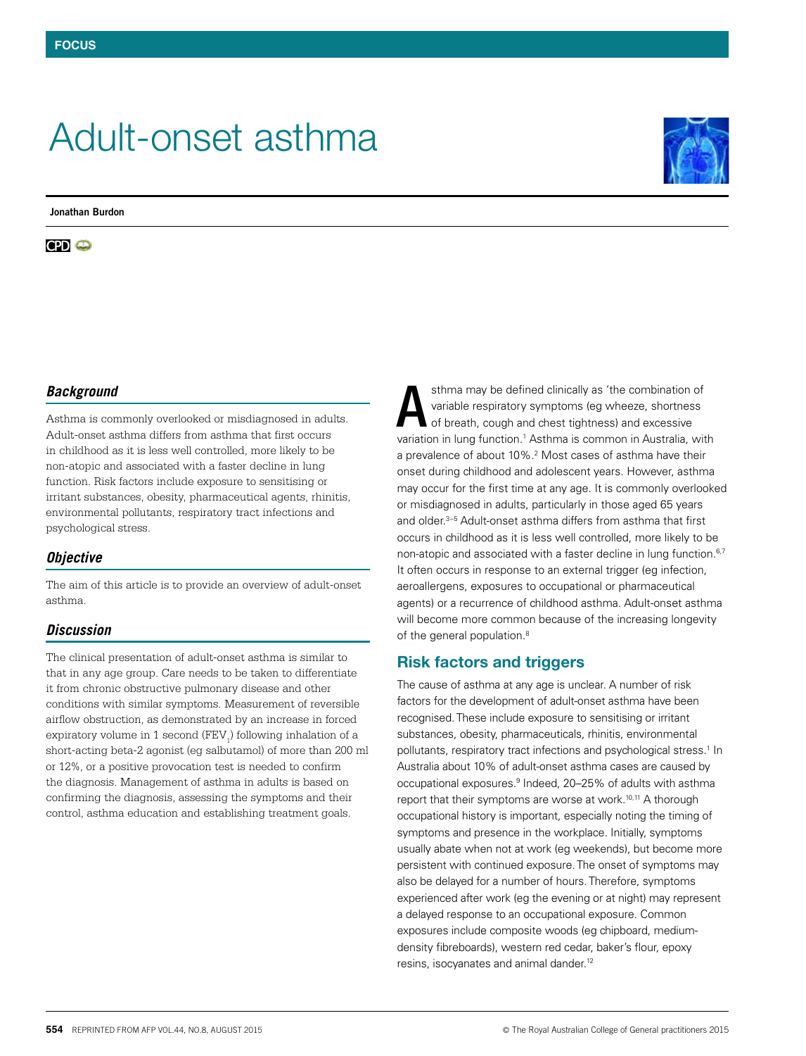# Adult-onset asthma

**Jonathan Burdon**

### *Background*

Asthma is commonly overlooked or misdiagnosed in adults. Adult-onset asthma differs from asthma that first occurs in childhood as it is less well controlled, more likely to be non-atopic and associated with a faster decline in lung function. Risk factors include exposure to sensitising or irritant substances, obesity, pharmaceutical agents, rhinitis, environmental pollutants, respiratory tract infections and psychological stress.

### *Objective*

The aim of this article is to provide an overview of adult-onset asthma.

### *Discussion*

The clinical presentation of adult-onset asthma is similar to that in any age group. Care needs to be taken to differentiate it from chronic obstructive pulmonary disease and other conditions with similar symptoms. Measurement of reversible airflow obstruction, as demonstrated by an increase in forced expiratory volume in 1 second ($FEV_1$) following inhalation of a short-acting beta-2 agonist (eg salbutamol) of more than 200 ml or 12%, or a positive provocation test is needed to confirm the diagnosis. Management of asthma in adults is based on confirming the diagnosis, assessing the symptoms and their control, asthma education and establishing treatment goals.

Asthma may be defined clinically as 'the combination of variable respiratory symptoms (eg wheeze, shortness of breath, cough and chest tightness) and excessive variation in lung function.[1] Asthma is common in Australia, with a prevalence of about 10%.[2] Most cases of asthma have their onset during childhood and adolescent years. However, asthma may occur for the first time at any age. It is commonly overlooked or misdiagnosed in adults, particularly in those aged 65 years and older.[3–5] Adult-onset asthma differs from asthma that first occurs in childhood as it is less well controlled, more likely to be non-atopic and associated with a faster decline in lung function.[6,7] It often occurs in response to an external trigger (eg infection, aeroallergens, exposures to occupational or pharmaceutical agents) or a recurrence of childhood asthma. Adult-onset asthma will become more common because of the increasing longevity of the general population.[8]

## Risk factors and triggers

The cause of asthma at any age is unclear. A number of risk factors for the development of adult-onset asthma have been recognised. These include exposure to sensitising or irritant substances, obesity, pharmaceuticals, rhinitis, environmental pollutants, respiratory tract infections and psychological stress.[1] In Australia about 10% of adult-onset asthma cases are caused by occupational exposures.[9] Indeed, 20–25% of adults with asthma report that their symptoms are worse at work.[10,11] A thorough occupational history is important, especially noting the timing of symptoms and presence in the workplace. Initially, symptoms usually abate when not at work (eg weekends), but become more persistent with continued exposure. The onset of symptoms may also be delayed for a number of hours. Therefore, symptoms experienced after work (eg the evening or at night) may represent a delayed response to an occupational exposure. Common exposures include composite woods (eg chipboard, medium-density fibreboards), western red cedar, baker's flour, epoxy resins, isocyanates and animal dander.[12]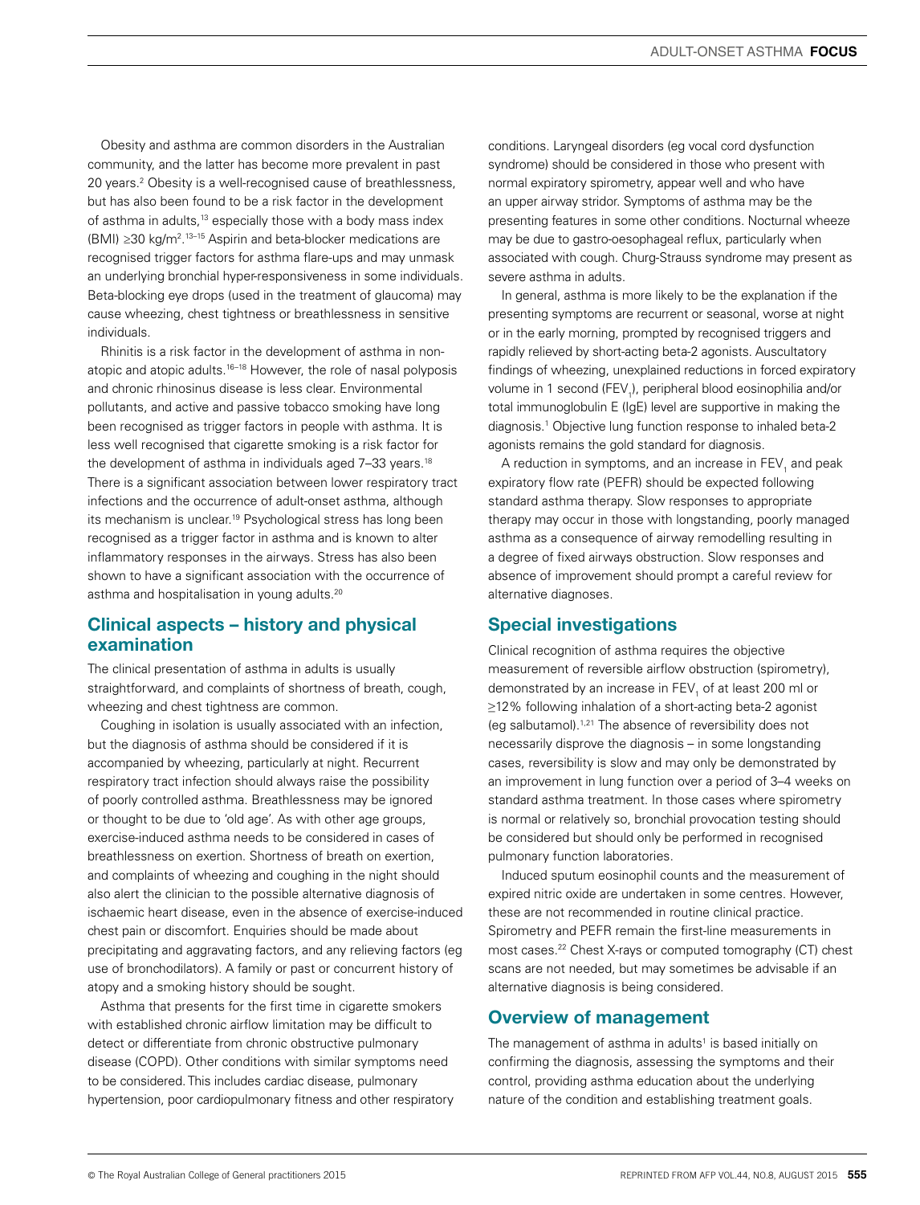Obesity and asthma are common disorders in the Australian community, and the latter has become more prevalent in past 20 years.[2] Obesity is a well-recognised cause of breathlessness, but has also been found to be a risk factor in the development of asthma in adults,[13] especially those with a body mass index (BMI) ≥30 kg/m$^2$.[13–15] Aspirin and beta-blocker medications are recognised trigger factors for asthma flare-ups and may unmask an underlying bronchial hyper-responsiveness in some individuals. Beta-blocking eye drops (used in the treatment of glaucoma) may cause wheezing, chest tightness or breathlessness in sensitive individuals.

Rhinitis is a risk factor in the development of asthma in non-atopic and atopic adults.[16–18] However, the role of nasal polyposis and chronic rhinosinus disease is less clear. Environmental pollutants, and active and passive tobacco smoking have long been recognised as trigger factors in people with asthma. It is less well recognised that cigarette smoking is a risk factor for the development of asthma in individuals aged 7–33 years.[18] There is a significant association between lower respiratory tract infections and the occurrence of adult-onset asthma, although its mechanism is unclear.[19] Psychological stress has long been recognised as a trigger factor in asthma and is known to alter inflammatory responses in the airways. Stress has also been shown to have a significant association with the occurrence of asthma and hospitalisation in young adults.[20]

## Clinical aspects – history and physical examination

The clinical presentation of asthma in adults is usually straightforward, and complaints of shortness of breath, cough, wheezing and chest tightness are common.

Coughing in isolation is usually associated with an infection, but the diagnosis of asthma should be considered if it is accompanied by wheezing, particularly at night. Recurrent respiratory tract infection should always raise the possibility of poorly controlled asthma. Breathlessness may be ignored or thought to be due to 'old age'. As with other age groups, exercise-induced asthma needs to be considered in cases of breathlessness on exertion. Shortness of breath on exertion, and complaints of wheezing and coughing in the night should also alert the clinician to the possible alternative diagnosis of ischaemic heart disease, even in the absence of exercise-induced chest pain or discomfort. Enquiries should be made about precipitating and aggravating factors, and any relieving factors (eg use of bronchodilators). A family or past or concurrent history of atopy and a smoking history should be sought.

Asthma that presents for the first time in cigarette smokers with established chronic airflow limitation may be difficult to detect or differentiate from chronic obstructive pulmonary disease (COPD). Other conditions with similar symptoms need to be considered. This includes cardiac disease, pulmonary hypertension, poor cardiopulmonary fitness and other respiratory conditions. Laryngeal disorders (eg vocal cord dysfunction syndrome) should be considered in those who present with normal expiratory spirometry, appear well and who have an upper airway stridor. Symptoms of asthma may be the presenting features in some other conditions. Nocturnal wheeze may be due to gastro-oesophageal reflux, particularly when associated with cough. Churg-Strauss syndrome may present as severe asthma in adults.

In general, asthma is more likely to be the explanation if the presenting symptoms are recurrent or seasonal, worse at night or in the early morning, prompted by recognised triggers and rapidly relieved by short-acting beta-2 agonists. Auscultatory findings of wheezing, unexplained reductions in forced expiratory volume in 1 second ($FEV_1$), peripheral blood eosinophilia and/or total immunoglobulin E (IgE) level are supportive in making the diagnosis.[1] Objective lung function response to inhaled beta-2 agonists remains the gold standard for diagnosis.

A reduction in symptoms, and an increase in $FEV_1$ and peak expiratory flow rate (PEFR) should be expected following standard asthma therapy. Slow responses to appropriate therapy may occur in those with longstanding, poorly managed asthma as a consequence of airway remodelling resulting in a degree of fixed airways obstruction. Slow responses and absence of improvement should prompt a careful review for alternative diagnoses.

## Special investigations

Clinical recognition of asthma requires the objective measurement of reversible airflow obstruction (spirometry), demonstrated by an increase in $FEV_1$ of at least 200 ml or ≥12% following inhalation of a short-acting beta-2 agonist (eg salbutamol).[1,21] The absence of reversibility does not necessarily disprove the diagnosis – in some longstanding cases, reversibility is slow and may only be demonstrated by an improvement in lung function over a period of 3–4 weeks on standard asthma treatment. In those cases where spirometry is normal or relatively so, bronchial provocation testing should be considered but should only be performed in recognised pulmonary function laboratories.

Induced sputum eosinophil counts and the measurement of expired nitric oxide are undertaken in some centres. However, these are not recommended in routine clinical practice. Spirometry and PEFR remain the first-line measurements in most cases.[22] Chest X-rays or computed tomography (CT) chest scans are not needed, but may sometimes be advisable if an alternative diagnosis is being considered.

## Overview of management

The management of asthma in adults[1] is based initially on confirming the diagnosis, assessing the symptoms and their control, providing asthma education about the underlying nature of the condition and establishing treatment goals.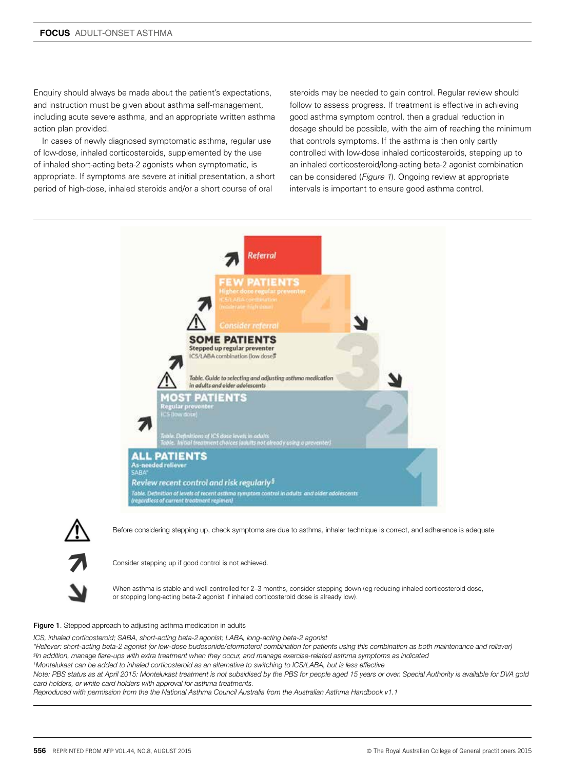Enquiry should always be made about the patient's expectations, and instruction must be given about asthma self-management, including acute severe asthma, and an appropriate written asthma action plan provided.

In cases of newly diagnosed symptomatic asthma, regular use of low-dose, inhaled corticosteroids, supplemented by the use of inhaled short-acting beta-2 agonists when symptomatic, is appropriate. If symptoms are severe at initial presentation, a short period of high-dose, inhaled steroids and/or a short course of oral steroids may be needed to gain control. Regular review should follow to assess progress. If treatment is effective in achieving good asthma symptom control, then a gradual reduction in dosage should be possible, with the aim of reaching the minimum that controls symptoms. If the asthma is then only partly controlled with low-dose inhaled corticosteroids, stepping up to an inhaled corticosteroid/long-acting beta-2 agonist combination can be considered (*Figure 1*). Ongoing review at appropriate intervals is important to ensure good asthma control.

**Referral**

**FEW PATIENTS**
Higher dose regular preventer
ICS/LABA combination (moderate-high dose)
Consider referral

**SOME PATIENTS**
Stepped up regular preventer
ICS/LABA combination (low dose)†
Table. Guide to selecting and adjusting asthma medication in adults and older adolescents

**MOST PATIENTS**
Regular preventer
ICS (low dose)
Table. Definitions of ICS dose levels in adults
Table. Initial treatment choices (adults not already using a preventer)

**ALL PATIENTS**
As-needed reliever
SABA*
Review recent control and risk regularly§
Table. Definition of levels of recent asthma symptom control in adults and older adolescents (regardless of current treatment regimen)

⚠ Before considering stepping up, check symptoms are due to asthma, inhaler technique is correct, and adherence is adequate

↗ Consider stepping up if good control is not achieved.

↘ When asthma is stable and well controlled for 2–3 months, consider stepping down (eg reducing inhaled corticosteroid dose, or stopping long-acting beta-2 agonist if inhaled corticosteroid dose is already low).

**Figure 1**. Stepped approach to adjusting asthma medication in adults

*ICS, inhaled corticosteroid; SABA, short-acting beta-2 agonist; LABA, long-acting beta-2 agonist*
*\*Reliever: short-acting beta-2 agonist (or low-dose budesonide/eformoterol combination for patients using this combination as both maintenance and reliever)*
*§In addition, manage flare-ups with extra treatment when they occur, and manage exercise-related asthma symptoms as indicated*
*†Montelukast can be added to inhaled corticosteroid as an alternative to switching to ICS/LABA, but is less effective*
*Note: PBS status as at April 2015: Montelukast treatment is not subsidised by the PBS for people aged 15 years or over. Special Authority is available for DVA gold card holders, or white card holders with approval for asthma treatments.*
*Reproduced with permission from the the National Asthma Council Australia from the Australian Asthma Handbook v1.1*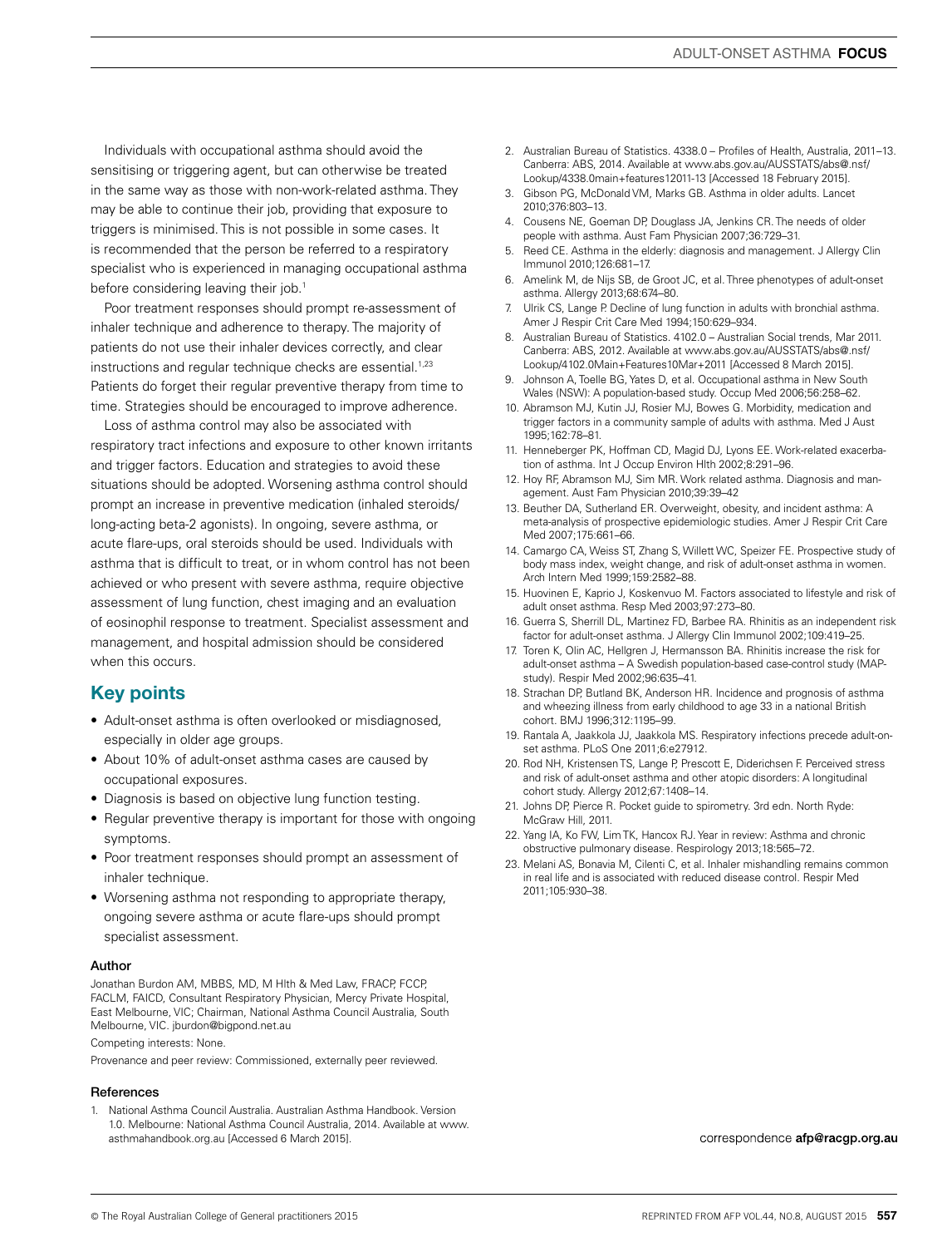Individuals with occupational asthma should avoid the sensitising or triggering agent, but can otherwise be treated in the same way as those with non-work-related asthma. They may be able to continue their job, providing that exposure to triggers is minimised. This is not possible in some cases. It is recommended that the person be referred to a respiratory specialist who is experienced in managing occupational asthma before considering leaving their job.[1]

Poor treatment responses should prompt re-assessment of inhaler technique and adherence to therapy. The majority of patients do not use their inhaler devices correctly, and clear instructions and regular technique checks are essential.[1,23] Patients do forget their regular preventive therapy from time to time. Strategies should be encouraged to improve adherence.

Loss of asthma control may also be associated with respiratory tract infections and exposure to other known irritants and trigger factors. Education and strategies to avoid these situations should be adopted. Worsening asthma control should prompt an increase in preventive medication (inhaled steroids/long-acting beta-2 agonists). In ongoing, severe asthma, or acute flare-ups, oral steroids should be used. Individuals with asthma that is difficult to treat, or in whom control has not been achieved or who present with severe asthma, require objective assessment of lung function, chest imaging and an evaluation of eosinophil response to treatment. Specialist assessment and management, and hospital admission should be considered when this occurs.

## Key points

- Adult-onset asthma is often overlooked or misdiagnosed, especially in older age groups.
- About 10% of adult-onset asthma cases are caused by occupational exposures.
- Diagnosis is based on objective lung function testing.
- Regular preventive therapy is important for those with ongoing symptoms.
- Poor treatment responses should prompt an assessment of inhaler technique.
- Worsening asthma not responding to appropriate therapy, ongoing severe asthma or acute flare-ups should prompt specialist assessment.

#### Author

Jonathan Burdon AM, MBBS, MD, M Hlth & Med Law, FRACP, FCCP, FACLM, FAICD, Consultant Respiratory Physician, Mercy Private Hospital, East Melbourne, VIC; Chairman, National Asthma Council Australia, South Melbourne, VIC. jburdon@bigpond.net.au

Competing interests: None.

Provenance and peer review: Commissioned, externally peer reviewed.

#### References

1. National Asthma Council Australia. Australian Asthma Handbook. Version 1.0. Melbourne: National Asthma Council Australia, 2014. Available at www.asthmahandbook.org.au [Accessed 6 March 2015].
2. Australian Bureau of Statistics. 4338.0 – Profiles of Health, Australia, 2011–13. Canberra: ABS, 2014. Available at www.abs.gov.au/AUSSTATS/abs@.nsf/Lookup/4338.0main+features12011-13 [Accessed 18 February 2015].
3. Gibson PG, McDonald VM, Marks GB. Asthma in older adults. Lancet 2010;376:803–13.
4. Cousens NE, Goeman DP, Douglass JA, Jenkins CR. The needs of older people with asthma. Aust Fam Physician 2007;36:729–31.
5. Reed CE. Asthma in the elderly: diagnosis and management. J Allergy Clin Immunol 2010;126:681–17.
6. Amelink M, de Nijs SB, de Groot JC, et al. Three phenotypes of adult-onset asthma. Allergy 2013;68:674–80.
7. Ulrik CS, Lange P. Decline of lung function in adults with bronchial asthma. Amer J Respir Crit Care Med 1994;150:629–934.
8. Australian Bureau of Statistics. 4102.0 – Australian Social trends, Mar 2011. Canberra: ABS, 2012. Available at www.abs.gov.au/AUSSTATS/abs@.nsf/Lookup/4102.0Main+Features10Mar+2011 [Accessed 8 March 2015].
9. Johnson A, Toelle BG, Yates D, et al. Occupational asthma in New South Wales (NSW): A population-based study. Occup Med 2006;56:258–62.
10. Abramson MJ, Kutin JJ, Rosier MJ, Bowes G. Morbidity, medication and trigger factors in a community sample of adults with asthma. Med J Aust 1995;162:78–81.
11. Henneberger PK, Hoffman CD, Magid DJ, Lyons EE. Work-related exacerbation of asthma. Int J Occup Environ Hlth 2002;8:291–96.
12. Hoy RF, Abramson MJ, Sim MR. Work related asthma. Diagnosis and management. Aust Fam Physician 2010;39:39–42
13. Beuther DA, Sutherland ER. Overweight, obesity, and incident asthma: A meta-analysis of prospective epidemiologic studies. Amer J Respir Crit Care Med 2007;175:661–66.
14. Camargo CA, Weiss ST, Zhang S, Willett WC, Speizer FE. Prospective study of body mass index, weight change, and risk of adult-onset asthma in women. Arch Intern Med 1999;159:2582–88.
15. Huovinen E, Kaprio J, Koskenvuo M. Factors associated to lifestyle and risk of adult onset asthma. Resp Med 2003;97:273–80.
16. Guerra S, Sherrill DL, Martinez FD, Barbee RA. Rhinitis as an independent risk factor for adult-onset asthma. J Allergy Clin Immunol 2002;109:419–25.
17. Toren K, Olin AC, Hellgren J, Hermansson BA. Rhinitis increase the risk for adult-onset asthma – A Swedish population-based case-control study (MAP-study). Respir Med 2002;96:635–41.
18. Strachan DP, Butland BK, Anderson HR. Incidence and prognosis of asthma and wheezing illness from early childhood to age 33 in a national British cohort. BMJ 1996;312:1195–99.
19. Rantala A, Jaakkola JJ, Jaakkola MS. Respiratory infections precede adult-onset asthma. PLoS One 2011;6:e27912.
20. Rod NH, Kristensen TS, Lange P, Prescott E, Diderichsen F. Perceived stress and risk of adult-onset asthma and other atopic disorders: A longitudinal cohort study. Allergy 2012;67:1408–14.
21. Johns DP, Pierce R. Pocket guide to spirometry. 3rd edn. North Ryde: McGraw Hill, 2011.
22. Yang IA, Ko FW, Lim TK, Hancox RJ. Year in review: Asthma and chronic obstructive pulmonary disease. Respirology 2013;18:565–72.
23. Melani AS, Bonavia M, Cilenti C, et al. Inhaler mishandling remains common in real life and is associated with reduced disease control. Respir Med 2011;105:930–38.

correspondence **afp@racgp.org.au**